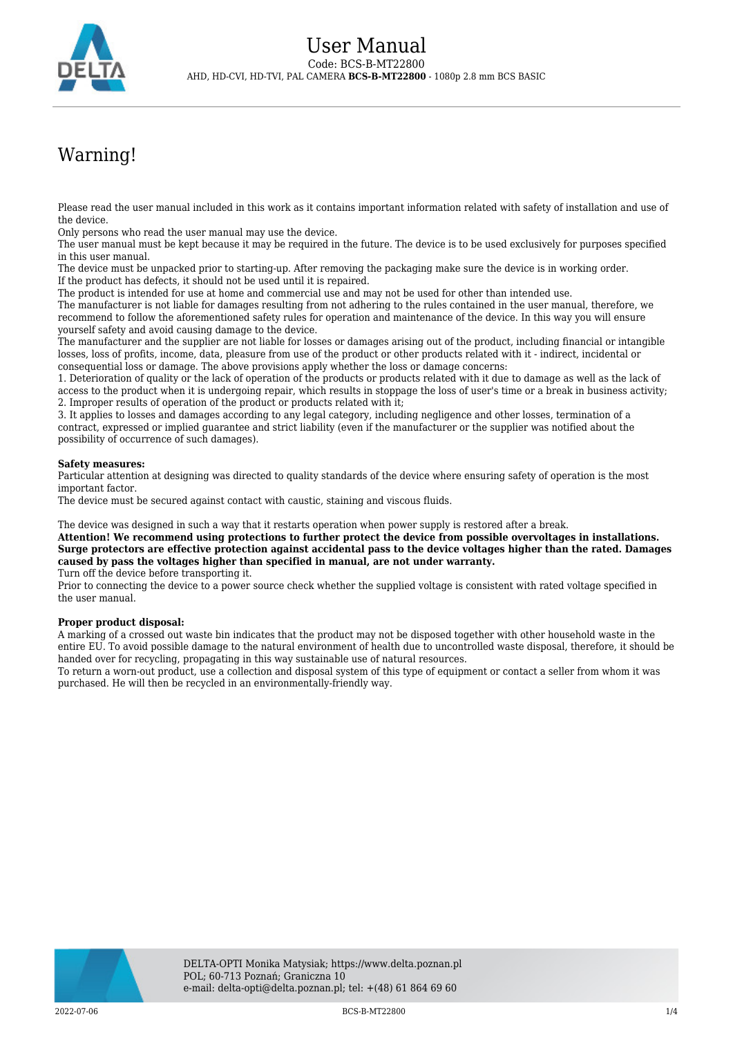# User Manual

Code: BCS-B-MT22800

AHD, HD-CVI, HD-TVI, PAL CAMERA **BCS-B-MT22800** - 1080p 2.8 mm BCS BASIC

## Warning!

Please read the user manual included in this work as it contains important information related with safety of installation and use of the device.
Only persons who read the user manual may use the device.
The user manual must be kept because it may be required in the future. The device is to be used exclusively for purposes specified in this user manual.
The device must be unpacked prior to starting-up. After removing the packaging make sure the device is in working order.
If the product has defects, it should not be used until it is repaired.
The product is intended for use at home and commercial use and may not be used for other than intended use.
The manufacturer is not liable for damages resulting from not adhering to the rules contained in the user manual, therefore, we recommend to follow the aforementioned safety rules for operation and maintenance of the device. In this way you will ensure yourself safety and avoid causing damage to the device.
The manufacturer and the supplier are not liable for losses or damages arising out of the product, including financial or intangible losses, loss of profits, income, data, pleasure from use of the product or other products related with it - indirect, incidental or consequential loss or damage. The above provisions apply whether the loss or damage concerns:
1. Deterioration of quality or the lack of operation of the products or products related with it due to damage as well as the lack of access to the product when it is undergoing repair, which results in stoppage the loss of user's time or a break in business activity;
2. Improper results of operation of the product or products related with it;
3. It applies to losses and damages according to any legal category, including negligence and other losses, termination of a contract, expressed or implied guarantee and strict liability (even if the manufacturer or the supplier was notified about the possibility of occurrence of such damages).

**Safety measures:**
Particular attention at designing was directed to quality standards of the device where ensuring safety of operation is the most important factor.
The device must be secured against contact with caustic, staining and viscous fluids.

The device was designed in such a way that it restarts operation when power supply is restored after a break.
**Attention! We recommend using protections to further protect the device from possible overvoltages in installations. Surge protectors are effective protection against accidental pass to the device voltages higher than the rated. Damages caused by pass the voltages higher than specified in manual, are not under warranty.**
Turn off the device before transporting it.
Prior to connecting the device to a power source check whether the supplied voltage is consistent with rated voltage specified in the user manual.

**Proper product disposal:**
A marking of a crossed out waste bin indicates that the product may not be disposed together with other household waste in the entire EU. To avoid possible damage to the natural environment of health due to uncontrolled waste disposal, therefore, it should be handed over for recycling, propagating in this way sustainable use of natural resources.
To return a worn-out product, use a collection and disposal system of this type of equipment or contact a seller from whom it was purchased. He will then be recycled in an environmentally-friendly way.

DELTA-OPTI Monika Matysiak; https://www.delta.poznan.pl
POL; 60-713 Poznań; Graniczna 10
e-mail: delta-opti@delta.poznan.pl; tel: +(48) 61 864 69 60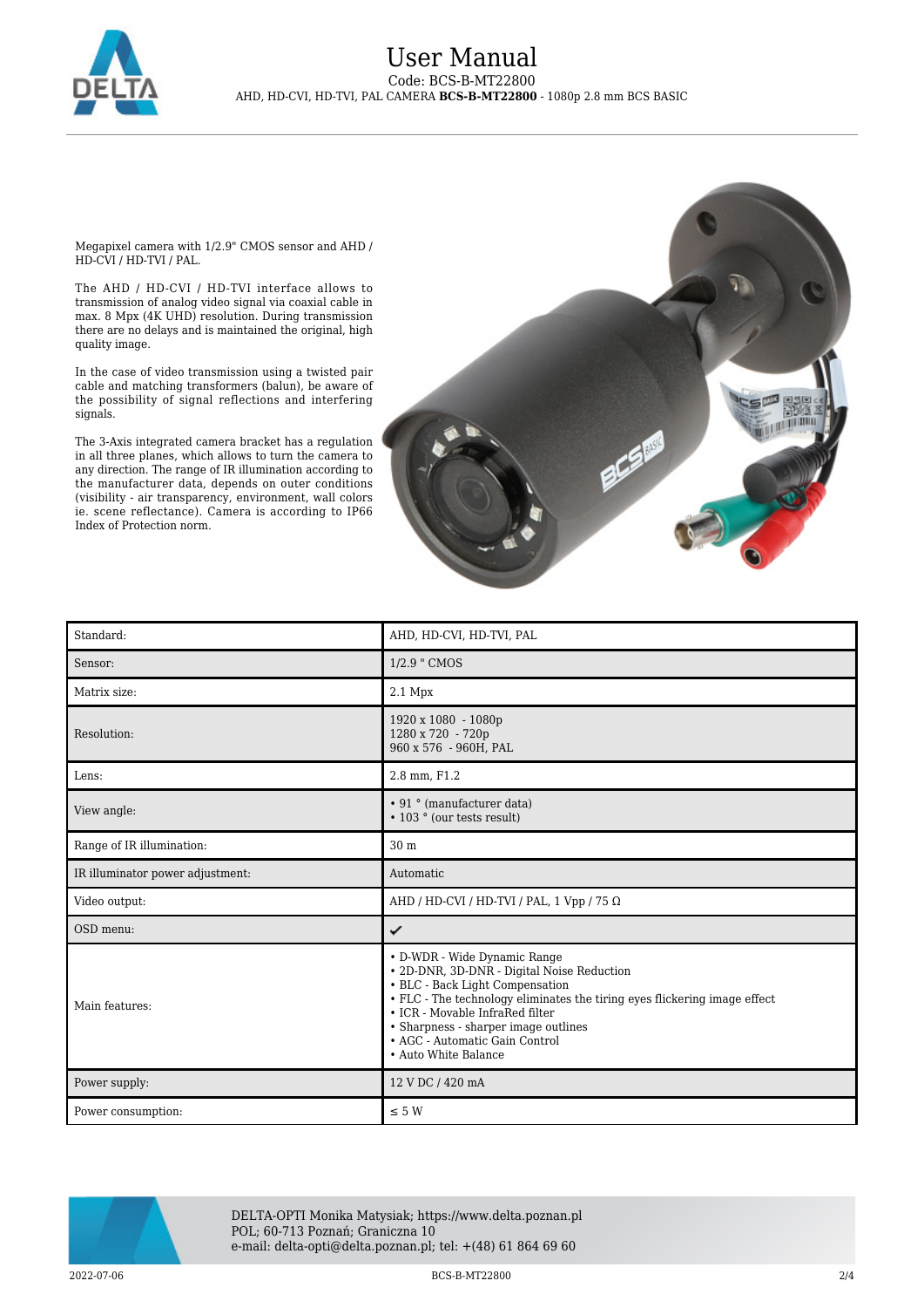Megapixel camera with 1/2.9" CMOS sensor and AHD / HD-CVI / HD-TVI / PAL.

The AHD / HD-CVI / HD-TVI interface allows to transmission of analog video signal via coaxial cable in max. 8 Mpx (4K UHD) resolution. During transmission there are no delays and is maintained the original, high quality image.

In the case of video transmission using a twisted pair cable and matching transformers (balun), be aware of the possibility of signal reflections and interfering signals.

The 3-Axis integrated camera bracket has a regulation in all three planes, which allows to turn the camera to any direction. The range of IR illumination according to the manufacturer data, depends on outer conditions (visibility - air transparency, environment, wall colors ie. scene reflectance). Camera is according to IP66 Index of Protection norm.

| Standard: | AHD, HD-CVI, HD-TVI, PAL |
|---|---|
| Sensor: | 1/2.9 " CMOS |
| Matrix size: | 2.1 Mpx |
| Resolution: | 1920 x 1080 - 1080p<br>1280 x 720 - 720p<br>960 x 576 - 960H, PAL |
| Lens: | 2.8 mm, F1.2 |
| View angle: | • 91 ° (manufacturer data)<br>• 103 ° (our tests result) |
| Range of IR illumination: | 30 m |
| IR illuminator power adjustment: | Automatic |
| Video output: | AHD / HD-CVI / HD-TVI / PAL, 1 Vpp / 75 Ω |
| OSD menu: | ✔ |
| Main features: | • D-WDR - Wide Dynamic Range<br>• 2D-DNR, 3D-DNR - Digital Noise Reduction<br>• BLC - Back Light Compensation<br>• FLC - The technology eliminates the tiring eyes flickering image effect<br>• ICR - Movable InfraRed filter<br>• Sharpness - sharper image outlines<br>• AGC - Automatic Gain Control<br>• Auto White Balance |
| Power supply: | 12 V DC / 420 mA |
| Power consumption: | ≤ 5 W |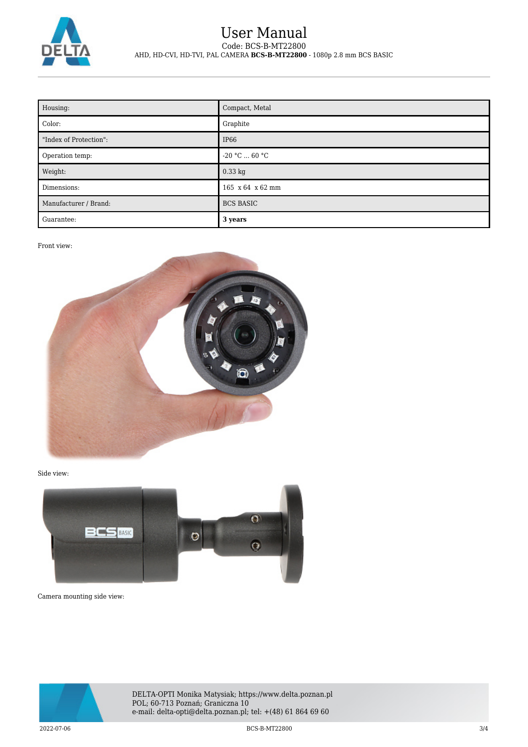| Housing: | Compact, Metal |
| --- | --- |
| Color: | Graphite |
| "Index of Protection": | IP66 |
| Operation temp: | -20 °C ... 60 °C |
| Weight: | 0.33 kg |
| Dimensions: | 165 x 64 x 62 mm |
| Manufacturer / Brand: | BCS BASIC |
| Guarantee: | **3 years** |

Front view:

Side view:

Camera mounting side view: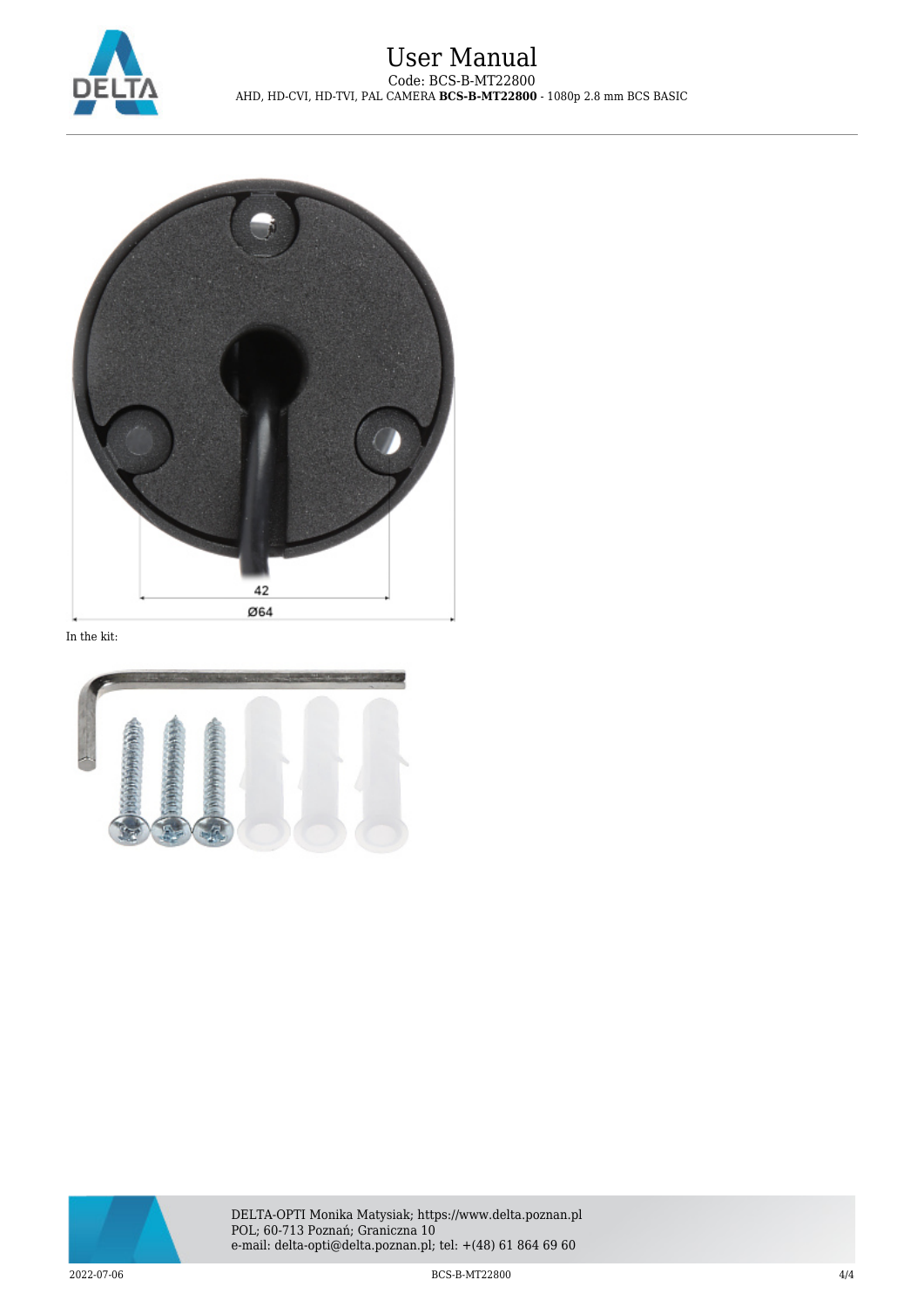42

Ø64

In the kit: